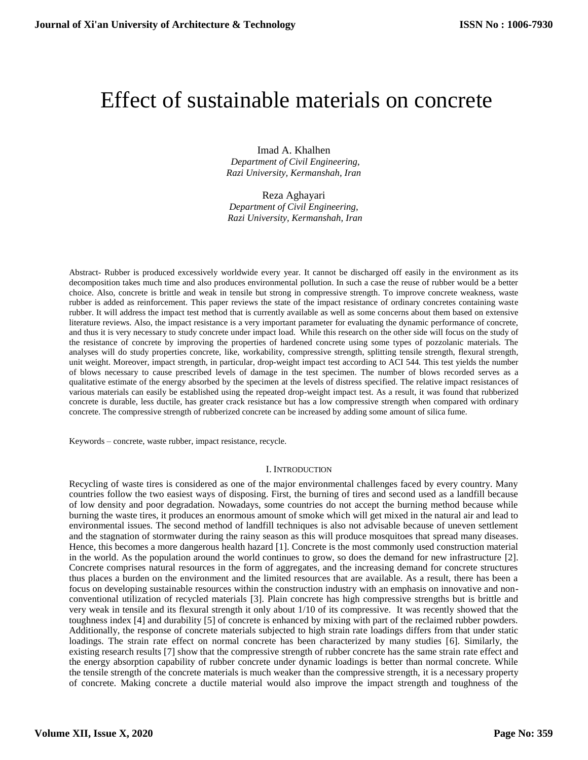# Effect of sustainable materials on concrete

Imad A. Khalhen
*Department of Civil Engineering,*
*Razi University, Kermanshah, Iran*

Reza Aghayari
*Department of Civil Engineering,*
*Razi University, Kermanshah, Iran*

Abstract- Rubber is produced excessively worldwide every year. It cannot be discharged off easily in the environment as its decomposition takes much time and also produces environmental pollution. In such a case the reuse of rubber would be a better choice. Also, concrete is brittle and weak in tensile but strong in compressive strength. To improve concrete weakness, waste rubber is added as reinforcement. This paper reviews the state of the impact resistance of ordinary concretes containing waste rubber. It will address the impact test method that is currently available as well as some concerns about them based on extensive literature reviews. Also, the impact resistance is a very important parameter for evaluating the dynamic performance of concrete, and thus it is very necessary to study concrete under impact load. While this research on the other side will focus on the study of the resistance of concrete by improving the properties of hardened concrete using some types of pozzolanic materials. The analyses will do study properties concrete, like, workability, compressive strength, splitting tensile strength, flexural strength, unit weight. Moreover, impact strength, in particular, drop-weight impact test according to ACI 544. This test yields the number of blows necessary to cause prescribed levels of damage in the test specimen. The number of blows recorded serves as a qualitative estimate of the energy absorbed by the specimen at the levels of distress specified. The relative impact resistances of various materials can easily be established using the repeated drop-weight impact test. As a result, it was found that rubberized concrete is durable, less ductile, has greater crack resistance but has a low compressive strength when compared with ordinary concrete. The compressive strength of rubberized concrete can be increased by adding some amount of silica fume.

Keywords – concrete, waste rubber, impact resistance, recycle.

## I. Introduction

Recycling of waste tires is considered as one of the major environmental challenges faced by every country. Many countries follow the two easiest ways of disposing. First, the burning of tires and second used as a landfill because of low density and poor degradation. Nowadays, some countries do not accept the burning method because while burning the waste tires, it produces an enormous amount of smoke which will get mixed in the natural air and lead to environmental issues. The second method of landfill techniques is also not advisable because of uneven settlement and the stagnation of stormwater during the rainy season as this will produce mosquitoes that spread many diseases. Hence, this becomes a more dangerous health hazard [1]. Concrete is the most commonly used construction material in the world. As the population around the world continues to grow, so does the demand for new infrastructure [2]. Concrete comprises natural resources in the form of aggregates, and the increasing demand for concrete structures thus places a burden on the environment and the limited resources that are available. As a result, there has been a focus on developing sustainable resources within the construction industry with an emphasis on innovative and non-conventional utilization of recycled materials [3]. Plain concrete has high compressive strengths but is brittle and very weak in tensile and its flexural strength it only about 1/10 of its compressive. It was recently showed that the toughness index [4] and durability [5] of concrete is enhanced by mixing with part of the reclaimed rubber powders. Additionally, the response of concrete materials subjected to high strain rate loadings differs from that under static loadings. The strain rate effect on normal concrete has been characterized by many studies [6]. Similarly, the existing research results [7] show that the compressive strength of rubber concrete has the same strain rate effect and the energy absorption capability of rubber concrete under dynamic loadings is better than normal concrete. While the tensile strength of the concrete materials is much weaker than the compressive strength, it is a necessary property of concrete. Making concrete a ductile material would also improve the impact strength and toughness of the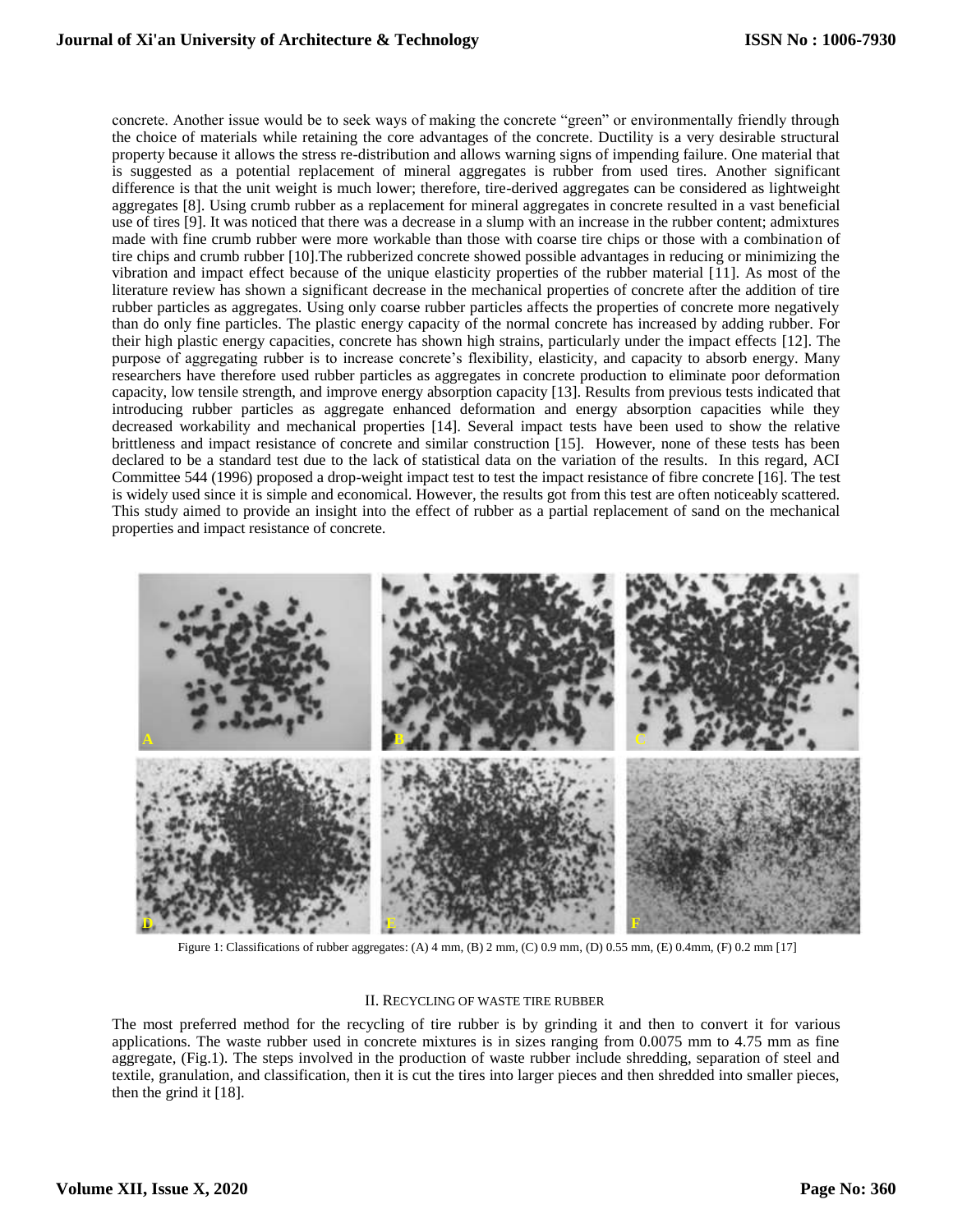concrete. Another issue would be to seek ways of making the concrete "green" or environmentally friendly through the choice of materials while retaining the core advantages of the concrete. Ductility is a very desirable structural property because it allows the stress re-distribution and allows warning signs of impending failure. One material that is suggested as a potential replacement of mineral aggregates is rubber from used tires. Another significant difference is that the unit weight is much lower; therefore, tire-derived aggregates can be considered as lightweight aggregates [8]. Using crumb rubber as a replacement for mineral aggregates in concrete resulted in a vast beneficial use of tires [9]. It was noticed that there was a decrease in a slump with an increase in the rubber content; admixtures made with fine crumb rubber were more workable than those with coarse tire chips or those with a combination of tire chips and crumb rubber [10].The rubberized concrete showed possible advantages in reducing or minimizing the vibration and impact effect because of the unique elasticity properties of the rubber material [11]. As most of the literature review has shown a significant decrease in the mechanical properties of concrete after the addition of tire rubber particles as aggregates. Using only coarse rubber particles affects the properties of concrete more negatively than do only fine particles. The plastic energy capacity of the normal concrete has increased by adding rubber. For their high plastic energy capacities, concrete has shown high strains, particularly under the impact effects [12]. The purpose of aggregating rubber is to increase concrete's flexibility, elasticity, and capacity to absorb energy. Many researchers have therefore used rubber particles as aggregates in concrete production to eliminate poor deformation capacity, low tensile strength, and improve energy absorption capacity [13]. Results from previous tests indicated that introducing rubber particles as aggregate enhanced deformation and energy absorption capacities while they decreased workability and mechanical properties [14]. Several impact tests have been used to show the relative brittleness and impact resistance of concrete and similar construction [15]. However, none of these tests has been declared to be a standard test due to the lack of statistical data on the variation of the results. In this regard, ACI Committee 544 (1996) proposed a drop-weight impact test to test the impact resistance of fibre concrete [16]. The test is widely used since it is simple and economical. However, the results got from this test are often noticeably scattered. This study aimed to provide an insight into the effect of rubber as a partial replacement of sand on the mechanical properties and impact resistance of concrete.

Figure 1: Classifications of rubber aggregates: (A) 4 mm, (B) 2 mm, (C) 0.9 mm, (D) 0.55 mm, (E) 0.4mm, (F) 0.2 mm [17]

## II. Recycling of Waste Tire Rubber

The most preferred method for the recycling of tire rubber is by grinding it and then to convert it for various applications. The waste rubber used in concrete mixtures is in sizes ranging from 0.0075 mm to 4.75 mm as fine aggregate, (Fig.1). The steps involved in the production of waste rubber include shredding, separation of steel and textile, granulation, and classification, then it is cut the tires into larger pieces and then shredded into smaller pieces, then the grind it [18].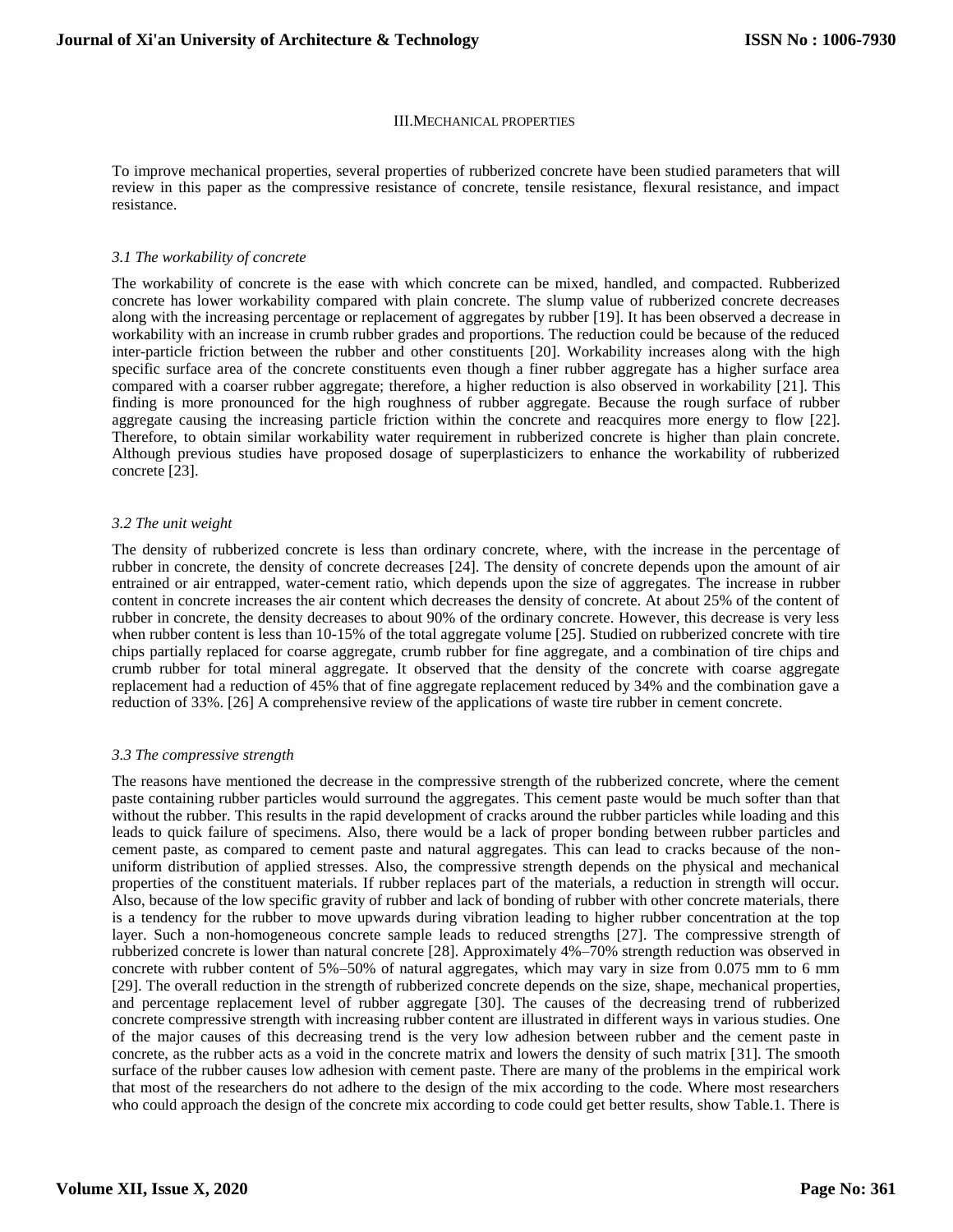## III. Mechanical properties

To improve mechanical properties, several properties of rubberized concrete have been studied parameters that will review in this paper as the compressive resistance of concrete, tensile resistance, flexural resistance, and impact resistance.

### *3.1 The workability of concrete*

The workability of concrete is the ease with which concrete can be mixed, handled, and compacted. Rubberized concrete has lower workability compared with plain concrete. The slump value of rubberized concrete decreases along with the increasing percentage or replacement of aggregates by rubber [19]. It has been observed a decrease in workability with an increase in crumb rubber grades and proportions. The reduction could be because of the reduced inter-particle friction between the rubber and other constituents [20]. Workability increases along with the high specific surface area of the concrete constituents even though a finer rubber aggregate has a higher surface area compared with a coarser rubber aggregate; therefore, a higher reduction is also observed in workability [21]. This finding is more pronounced for the high roughness of rubber aggregate. Because the rough surface of rubber aggregate causing the increasing particle friction within the concrete and reacquires more energy to flow [22]. Therefore, to obtain similar workability water requirement in rubberized concrete is higher than plain concrete. Although previous studies have proposed dosage of superplasticizers to enhance the workability of rubberized concrete [23].

### *3.2 The unit weight*

The density of rubberized concrete is less than ordinary concrete, where, with the increase in the percentage of rubber in concrete, the density of concrete decreases [24]. The density of concrete depends upon the amount of air entrained or air entrapped, water-cement ratio, which depends upon the size of aggregates. The increase in rubber content in concrete increases the air content which decreases the density of concrete. At about 25% of the content of rubber in concrete, the density decreases to about 90% of the ordinary concrete. However, this decrease is very less when rubber content is less than 10-15% of the total aggregate volume [25]. Studied on rubberized concrete with tire chips partially replaced for coarse aggregate, crumb rubber for fine aggregate, and a combination of tire chips and crumb rubber for total mineral aggregate. It observed that the density of the concrete with coarse aggregate replacement had a reduction of 45% that of fine aggregate replacement reduced by 34% and the combination gave a reduction of 33%. [26] A comprehensive review of the applications of waste tire rubber in cement concrete.

### *3.3 The compressive strength*

The reasons have mentioned the decrease in the compressive strength of the rubberized concrete, where the cement paste containing rubber particles would surround the aggregates. This cement paste would be much softer than that without the rubber. This results in the rapid development of cracks around the rubber particles while loading and this leads to quick failure of specimens. Also, there would be a lack of proper bonding between rubber particles and cement paste, as compared to cement paste and natural aggregates. This can lead to cracks because of the non-uniform distribution of applied stresses. Also, the compressive strength depends on the physical and mechanical properties of the constituent materials. If rubber replaces part of the materials, a reduction in strength will occur. Also, because of the low specific gravity of rubber and lack of bonding of rubber with other concrete materials, there is a tendency for the rubber to move upwards during vibration leading to higher rubber concentration at the top layer. Such a non-homogeneous concrete sample leads to reduced strengths [27]. The compressive strength of rubberized concrete is lower than natural concrete [28]. Approximately 4%–70% strength reduction was observed in concrete with rubber content of 5%–50% of natural aggregates, which may vary in size from 0.075 mm to 6 mm [29]. The overall reduction in the strength of rubberized concrete depends on the size, shape, mechanical properties, and percentage replacement level of rubber aggregate [30]. The causes of the decreasing trend of rubberized concrete compressive strength with increasing rubber content are illustrated in different ways in various studies. One of the major causes of this decreasing trend is the very low adhesion between rubber and the cement paste in concrete, as the rubber acts as a void in the concrete matrix and lowers the density of such matrix [31]. The smooth surface of the rubber causes low adhesion with cement paste. There are many of the problems in the empirical work that most of the researchers do not adhere to the design of the mix according to the code. Where most researchers who could approach the design of the concrete mix according to code could get better results, show Table.1. There is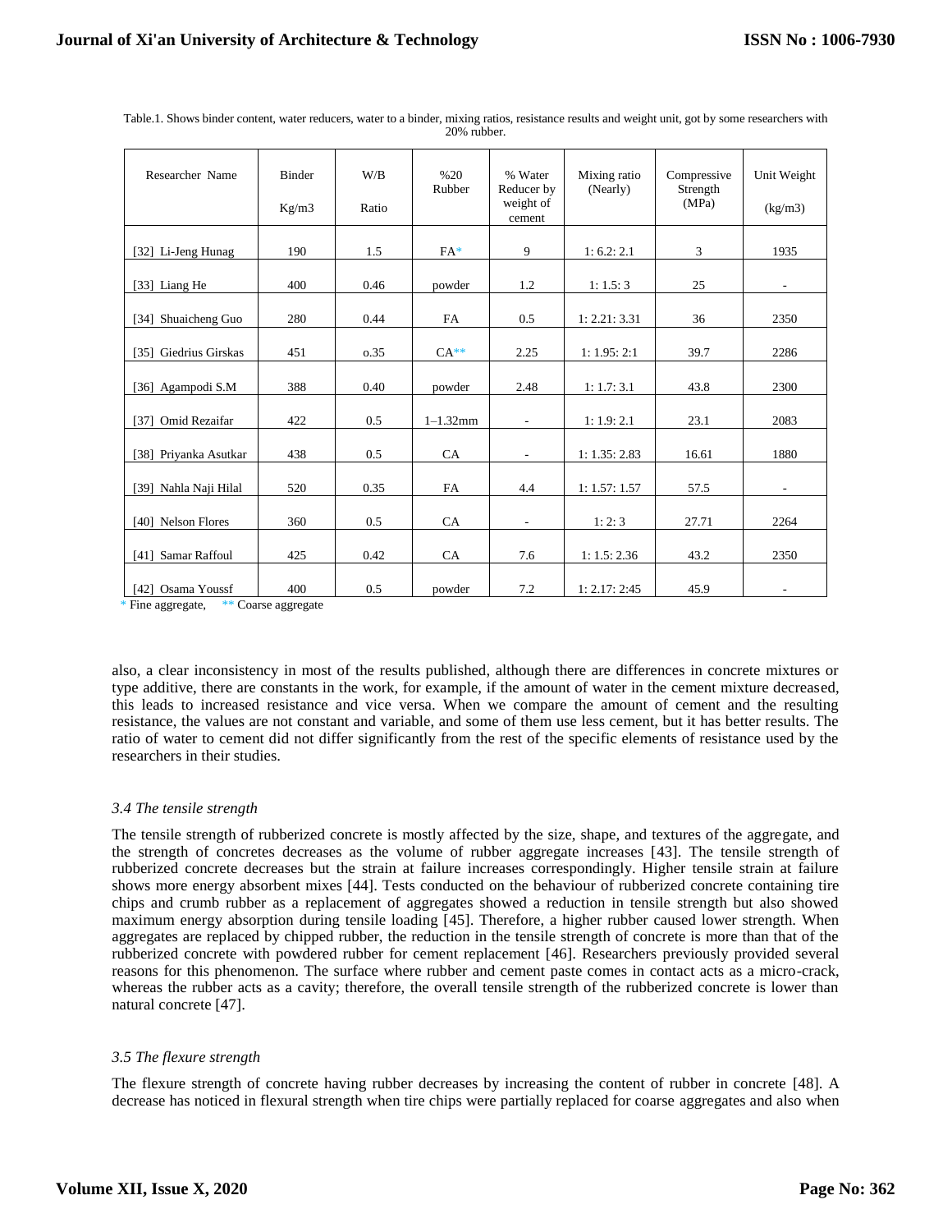Table.1. Shows binder content, water reducers, water to a binder, mixing ratios, resistance results and weight unit, got by some researchers with 20% rubber.

| Researcher Name | Binder Kg/m3 | W/B Ratio | %20 Rubber | % Water Reducer by weight of cement | Mixing ratio (Nearly) | Compressive Strength (MPa) | Unit Weight (kg/m3) |
|---|---|---|---|---|---|---|---|
| [32] Li-Jeng Hunag | 190 | 1.5 | FA* | 9 | 1: 6.2: 2.1 | 3 | 1935 |
| [33] Liang He | 400 | 0.46 | powder | 1.2 | 1: 1.5: 3 | 25 | - |
| [34] Shuaicheng Guo | 280 | 0.44 | FA | 0.5 | 1: 2.21: 3.31 | 36 | 2350 |
| [35] Giedrius Girskas | 451 | o.35 | CA** | 2.25 | 1: 1.95: 2:1 | 39.7 | 2286 |
| [36] Agampodi S.M | 388 | 0.40 | powder | 2.48 | 1: 1.7: 3.1 | 43.8 | 2300 |
| [37] Omid Rezaifar | 422 | 0.5 | 1–1.32mm | - | 1: 1.9: 2.1 | 23.1 | 2083 |
| [38] Priyanka Asutkar | 438 | 0.5 | CA | - | 1: 1.35: 2.83 | 16.61 | 1880 |
| [39] Nahla Naji Hilal | 520 | 0.35 | FA | 4.4 | 1: 1.57: 1.57 | 57.5 | - |
| [40] Nelson Flores | 360 | 0.5 | CA | - | 1: 2: 3 | 27.71 | 2264 |
| [41] Samar Raffoul | 425 | 0.42 | CA | 7.6 | 1: 1.5: 2.36 | 43.2 | 2350 |
| [42] Osama Youssf | 400 | 0.5 | powder | 7.2 | 1: 2.17: 2:45 | 45.9 | - |

* Fine aggregate, ** Coarse aggregate

also, a clear inconsistency in most of the results published, although there are differences in concrete mixtures or type additive, there are constants in the work, for example, if the amount of water in the cement mixture decreased, this leads to increased resistance and vice versa. When we compare the amount of cement and the resulting resistance, the values are not constant and variable, and some of them use less cement, but it has better results. The ratio of water to cement did not differ significantly from the rest of the specific elements of resistance used by the researchers in their studies.

### *3.4 The tensile strength*

The tensile strength of rubberized concrete is mostly affected by the size, shape, and textures of the aggregate, and the strength of concretes decreases as the volume of rubber aggregate increases [43]. The tensile strength of rubberized concrete decreases but the strain at failure increases correspondingly. Higher tensile strain at failure shows more energy absorbent mixes [44]. Tests conducted on the behaviour of rubberized concrete containing tire chips and crumb rubber as a replacement of aggregates showed a reduction in tensile strength but also showed maximum energy absorption during tensile loading [45]. Therefore, a higher rubber caused lower strength. When aggregates are replaced by chipped rubber, the reduction in the tensile strength of concrete is more than that of the rubberized concrete with powdered rubber for cement replacement [46]. Researchers previously provided several reasons for this phenomenon. The surface where rubber and cement paste comes in contact acts as a micro-crack, whereas the rubber acts as a cavity; therefore, the overall tensile strength of the rubberized concrete is lower than natural concrete [47].

### *3.5 The flexure strength*

The flexure strength of concrete having rubber decreases by increasing the content of rubber in concrete [48]. A decrease has noticed in flexural strength when tire chips were partially replaced for coarse aggregates and also when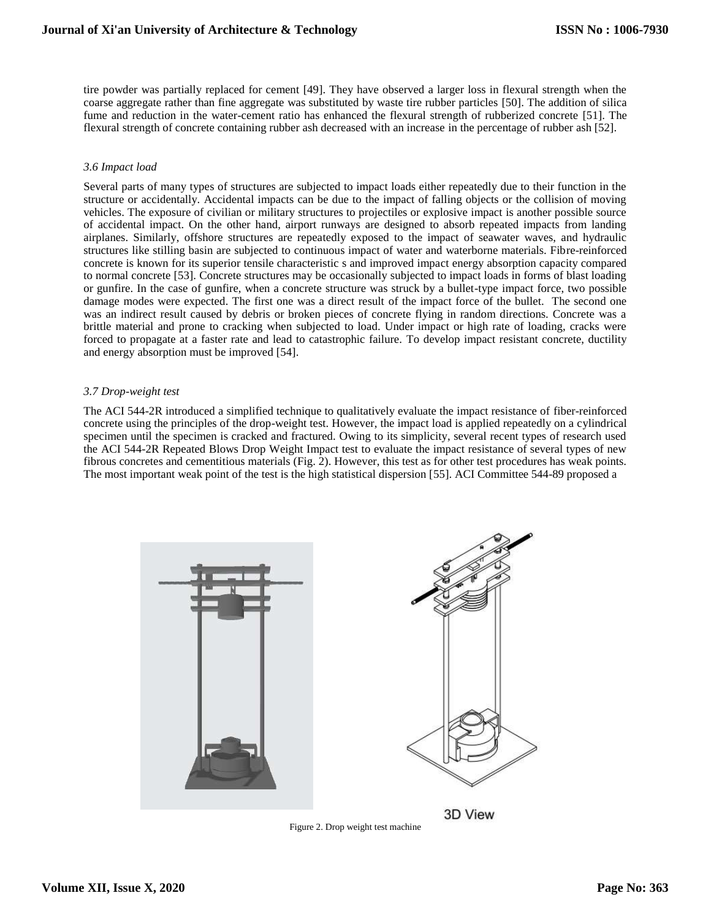tire powder was partially replaced for cement [49]. They have observed a larger loss in flexural strength when the coarse aggregate rather than fine aggregate was substituted by waste tire rubber particles [50]. The addition of silica fume and reduction in the water-cement ratio has enhanced the flexural strength of rubberized concrete [51]. The flexural strength of concrete containing rubber ash decreased with an increase in the percentage of rubber ash [52].

### *3.6 Impact load*

Several parts of many types of structures are subjected to impact loads either repeatedly due to their function in the structure or accidentally. Accidental impacts can be due to the impact of falling objects or the collision of moving vehicles. The exposure of civilian or military structures to projectiles or explosive impact is another possible source of accidental impact. On the other hand, airport runways are designed to absorb repeated impacts from landing airplanes. Similarly, offshore structures are repeatedly exposed to the impact of seawater waves, and hydraulic structures like stilling basin are subjected to continuous impact of water and waterborne materials. Fibre-reinforced concrete is known for its superior tensile characteristic s and improved impact energy absorption capacity compared to normal concrete [53]. Concrete structures may be occasionally subjected to impact loads in forms of blast loading or gunfire. In the case of gunfire, when a concrete structure was struck by a bullet-type impact force, two possible damage modes were expected. The first one was a direct result of the impact force of the bullet. The second one was an indirect result caused by debris or broken pieces of concrete flying in random directions. Concrete was a brittle material and prone to cracking when subjected to load. Under impact or high rate of loading, cracks were forced to propagate at a faster rate and lead to catastrophic failure. To develop impact resistant concrete, ductility and energy absorption must be improved [54].

### *3.7 Drop-weight test*

The ACI 544-2R introduced a simplified technique to qualitatively evaluate the impact resistance of fiber-reinforced concrete using the principles of the drop-weight test. However, the impact load is applied repeatedly on a cylindrical specimen until the specimen is cracked and fractured. Owing to its simplicity, several recent types of research used the ACI 544-2R Repeated Blows Drop Weight Impact test to evaluate the impact resistance of several types of new fibrous concretes and cementitious materials (Fig. 2). However, this test as for other test procedures has weak points. The most important weak point of the test is the high statistical dispersion [55]. ACI Committee 544-89 proposed a

3D View

Figure 2. Drop weight test machine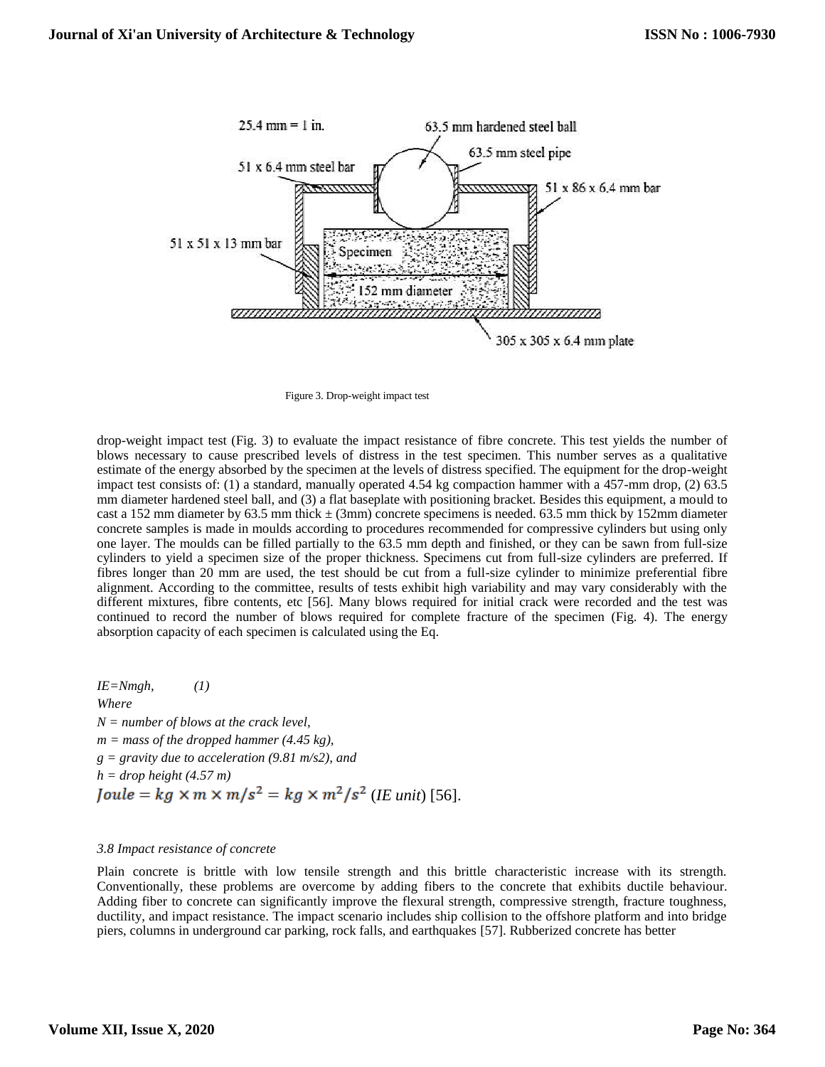25.4 mm = 1 in.

63.5 mm hardened steel ball

63.5 mm steel pipe

51 x 6.4 mm steel bar

51 x 86 x 6.4 mm bar

51 x 51 x 13 mm bar

Specimen

152 mm diameter

305 x 305 x 6.4 mm plate

Figure 3. Drop-weight impact test

drop-weight impact test (Fig. 3) to evaluate the impact resistance of fibre concrete. This test yields the number of blows necessary to cause prescribed levels of distress in the test specimen. This number serves as a qualitative estimate of the energy absorbed by the specimen at the levels of distress specified. The equipment for the drop-weight impact test consists of: (1) a standard, manually operated 4.54 kg compaction hammer with a 457-mm drop, (2) 63.5 mm diameter hardened steel ball, and (3) a flat baseplate with positioning bracket. Besides this equipment, a mould to cast a 152 mm diameter by 63.5 mm thick ± (3mm) concrete specimens is needed. 63.5 mm thick by 152mm diameter concrete samples is made in moulds according to procedures recommended for compressive cylinders but using only one layer. The moulds can be filled partially to the 63.5 mm depth and finished, or they can be sawn from full-size cylinders to yield a specimen size of the proper thickness. Specimens cut from full-size cylinders are preferred. If fibres longer than 20 mm are used, the test should be cut from a full-size cylinder to minimize preferential fibre alignment. According to the committee, results of tests exhibit high variability and may vary considerably with the different mixtures, fibre contents, etc [56]. Many blows required for initial crack were recorded and the test was continued to record the number of blows required for complete fracture of the specimen (Fig. 4). The energy absorption capacity of each specimen is calculated using the Eq.

$$IE = Nmgh, \quad (1)$$

*Where*

*N = number of blows at the crack level,*

*m = mass of the dropped hammer (4.45 kg),*

*g = gravity due to acceleration (9.81 m/s2), and*

*h = drop height (4.57 m)*

$Joule = kg \times m \times m/s^2 = kg \times m^2/s^2$ (*IE unit*) [56].

### *3.8 Impact resistance of concrete*

Plain concrete is brittle with low tensile strength and this brittle characteristic increase with its strength. Conventionally, these problems are overcome by adding fibers to the concrete that exhibits ductile behaviour. Adding fiber to concrete can significantly improve the flexural strength, compressive strength, fracture toughness, ductility, and impact resistance. The impact scenario includes ship collision to the offshore platform and into bridge piers, columns in underground car parking, rock falls, and earthquakes [57]. Rubberized concrete has better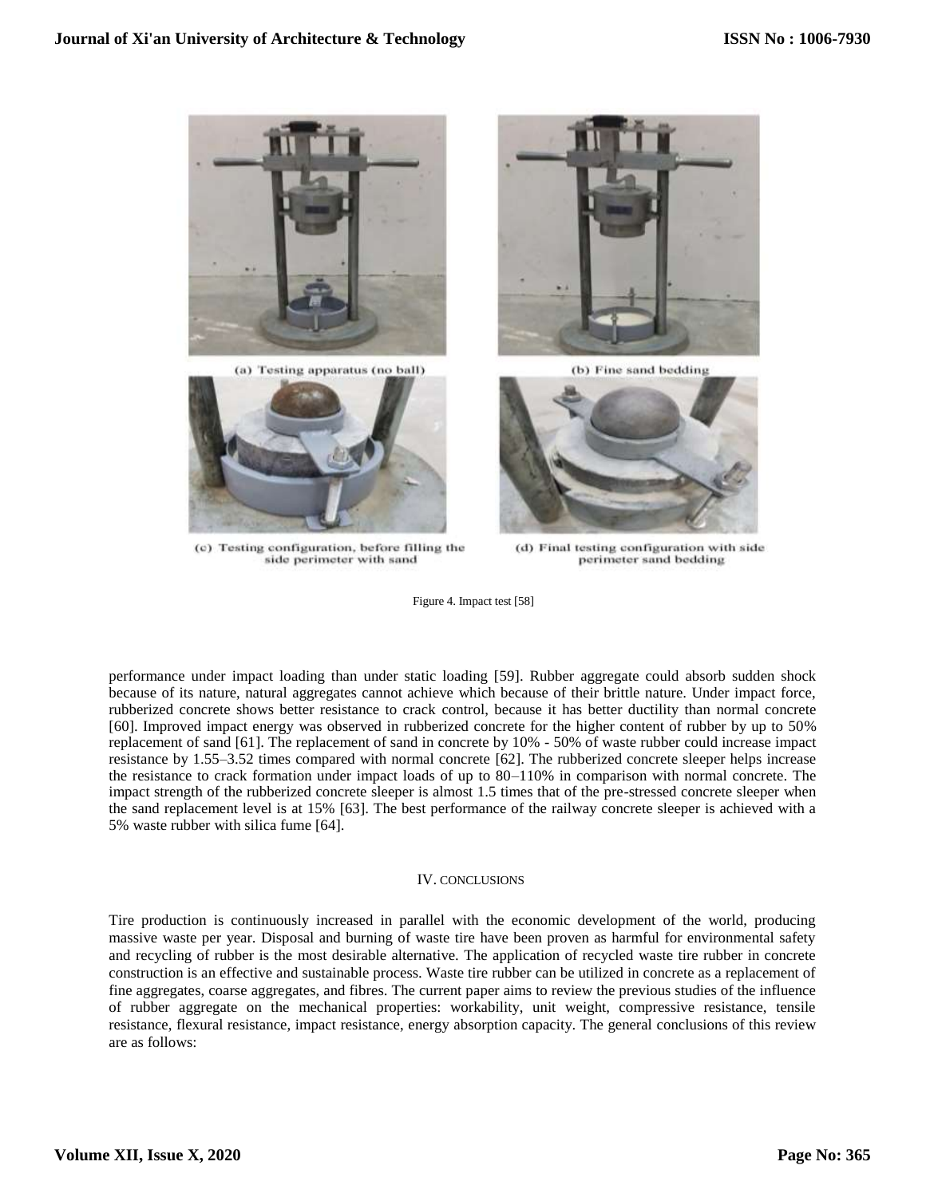(a) Testing apparatus (no ball)

(b) Fine sand bedding

(c) Testing configuration, before filling the side perimeter with sand

(d) Final testing configuration with side perimeter sand bedding

Figure 4. Impact test [58]

performance under impact loading than under static loading [59]. Rubber aggregate could absorb sudden shock because of its nature, natural aggregates cannot achieve which because of their brittle nature. Under impact force, rubberized concrete shows better resistance to crack control, because it has better ductility than normal concrete [60]. Improved impact energy was observed in rubberized concrete for the higher content of rubber by up to 50% replacement of sand [61]. The replacement of sand in concrete by 10% - 50% of waste rubber could increase impact resistance by 1.55–3.52 times compared with normal concrete [62]. The rubberized concrete sleeper helps increase the resistance to crack formation under impact loads of up to 80–110% in comparison with normal concrete. The impact strength of the rubberized concrete sleeper is almost 1.5 times that of the pre-stressed concrete sleeper when the sand replacement level is at 15% [63]. The best performance of the railway concrete sleeper is achieved with a 5% waste rubber with silica fume [64].

## IV. CONCLUSIONS

Tire production is continuously increased in parallel with the economic development of the world, producing massive waste per year. Disposal and burning of waste tire have been proven as harmful for environmental safety and recycling of rubber is the most desirable alternative. The application of recycled waste tire rubber in concrete construction is an effective and sustainable process. Waste tire rubber can be utilized in concrete as a replacement of fine aggregates, coarse aggregates, and fibres. The current paper aims to review the previous studies of the influence of rubber aggregate on the mechanical properties: workability, unit weight, compressive resistance, tensile resistance, flexural resistance, impact resistance, energy absorption capacity. The general conclusions of this review are as follows: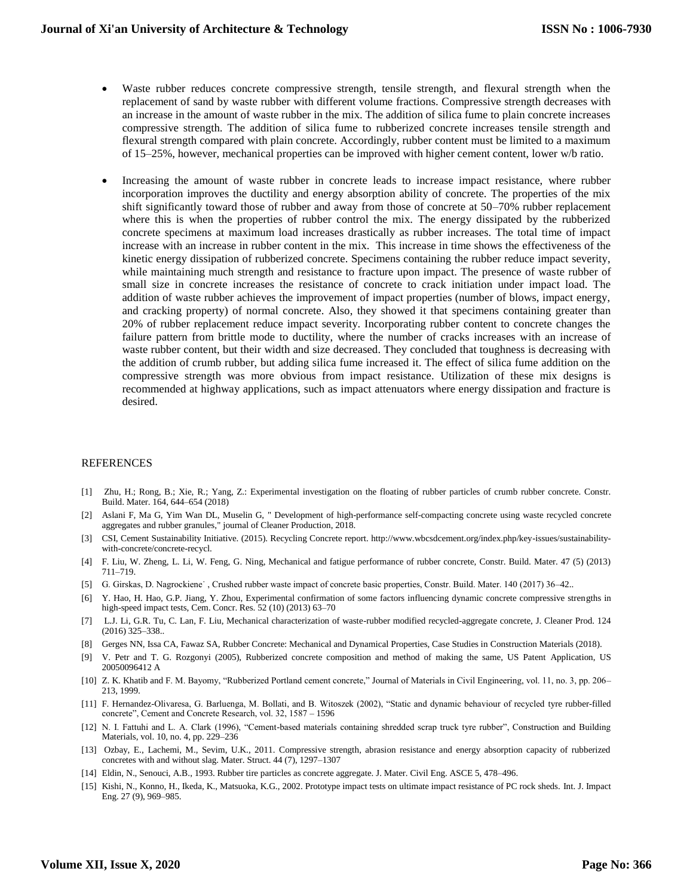- Waste rubber reduces concrete compressive strength, tensile strength, and flexural strength when the replacement of sand by waste rubber with different volume fractions. Compressive strength decreases with an increase in the amount of waste rubber in the mix. The addition of silica fume to plain concrete increases compressive strength. The addition of silica fume to rubberized concrete increases tensile strength and flexural strength compared with plain concrete. Accordingly, rubber content must be limited to a maximum of 15–25%, however, mechanical properties can be improved with higher cement content, lower w/b ratio.

- Increasing the amount of waste rubber in concrete leads to increase impact resistance, where rubber incorporation improves the ductility and energy absorption ability of concrete. The properties of the mix shift significantly toward those of rubber and away from those of concrete at 50–70% rubber replacement where this is when the properties of rubber control the mix. The energy dissipated by the rubberized concrete specimens at maximum load increases drastically as rubber increases. The total time of impact increase with an increase in rubber content in the mix. This increase in time shows the effectiveness of the kinetic energy dissipation of rubberized concrete. Specimens containing the rubber reduce impact severity, while maintaining much strength and resistance to fracture upon impact. The presence of waste rubber of small size in concrete increases the resistance of concrete to crack initiation under impact load. The addition of waste rubber achieves the improvement of impact properties (number of blows, impact energy, and cracking property) of normal concrete. Also, they showed it that specimens containing greater than 20% of rubber replacement reduce impact severity. Incorporating rubber content to concrete changes the failure pattern from brittle mode to ductility, where the number of cracks increases with an increase of waste rubber content, but their width and size decreased. They concluded that toughness is decreasing with the addition of crumb rubber, but adding silica fume increased it. The effect of silica fume addition on the compressive strength was more obvious from impact resistance. Utilization of these mix designs is recommended at highway applications, such as impact attenuators where energy dissipation and fracture is desired.

## REFERENCES

[1] Zhu, H.; Rong, B.; Xie, R.; Yang, Z.: Experimental investigation on the floating of rubber particles of crumb rubber concrete. Constr. Build. Mater. 164, 644–654 (2018)

[2] Aslani F, Ma G, Yim Wan DL, Muselin G, " Development of high-performance self-compacting concrete using waste recycled concrete aggregates and rubber granules," journal of Cleaner Production, 2018.

[3] CSI, Cement Sustainability Initiative. (2015). Recycling Concrete report. http://www.wbcsdcement.org/index.php/key-issues/sustainability-with-concrete/concrete-recycl.

[4] F. Liu, W. Zheng, L. Li, W. Feng, G. Ning, Mechanical and fatigue performance of rubber concrete, Constr. Build. Mater. 47 (5) (2013) 711–719.

[5] G. Girskas, D. Nagrockiene˙ , Crushed rubber waste impact of concrete basic properties, Constr. Build. Mater. 140 (2017) 36–42..

[6] Y. Hao, H. Hao, G.P. Jiang, Y. Zhou, Experimental confirmation of some factors influencing dynamic concrete compressive strengths in high-speed impact tests, Cem. Concr. Res. 52 (10) (2013) 63–70

[7] L.J. Li, G.R. Tu, C. Lan, F. Liu, Mechanical characterization of waste-rubber modified recycled-aggregate concrete, J. Cleaner Prod. 124 (2016) 325–338..

[8] Gerges NN, Issa CA, Fawaz SA, Rubber Concrete: Mechanical and Dynamical Properties, Case Studies in Construction Materials (2018).

[9] V. Petr and T. G. Rozgonyi (2005), Rubberized concrete composition and method of making the same, US Patent Application, US 20050096412 A

[10] Z. K. Khatib and F. M. Bayomy, "Rubberized Portland cement concrete," Journal of Materials in Civil Engineering, vol. 11, no. 3, pp. 206–213, 1999.

[11] F. Hernandez-Olivaresa, G. Barluenga, M. Bollati, and B. Witoszek (2002), "Static and dynamic behaviour of recycled tyre rubber-filled concrete", Cement and Concrete Research, vol. 32, 1587 – 1596

[12] N. I. Fattuhi and L. A. Clark (1996), "Cement-based materials containing shredded scrap truck tyre rubber", Construction and Building Materials, vol. 10, no. 4, pp. 229–236

[13] Ozbay, E., Lachemi, M., Sevim, U.K., 2011. Compressive strength, abrasion resistance and energy absorption capacity of rubberized concretes with and without slag. Mater. Struct. 44 (7), 1297–1307

[14] Eldin, N., Senouci, A.B., 1993. Rubber tire particles as concrete aggregate. J. Mater. Civil Eng. ASCE 5, 478–496.

[15] Kishi, N., Konno, H., Ikeda, K., Matsuoka, K.G., 2002. Prototype impact tests on ultimate impact resistance of PC rock sheds. Int. J. Impact Eng. 27 (9), 969–985.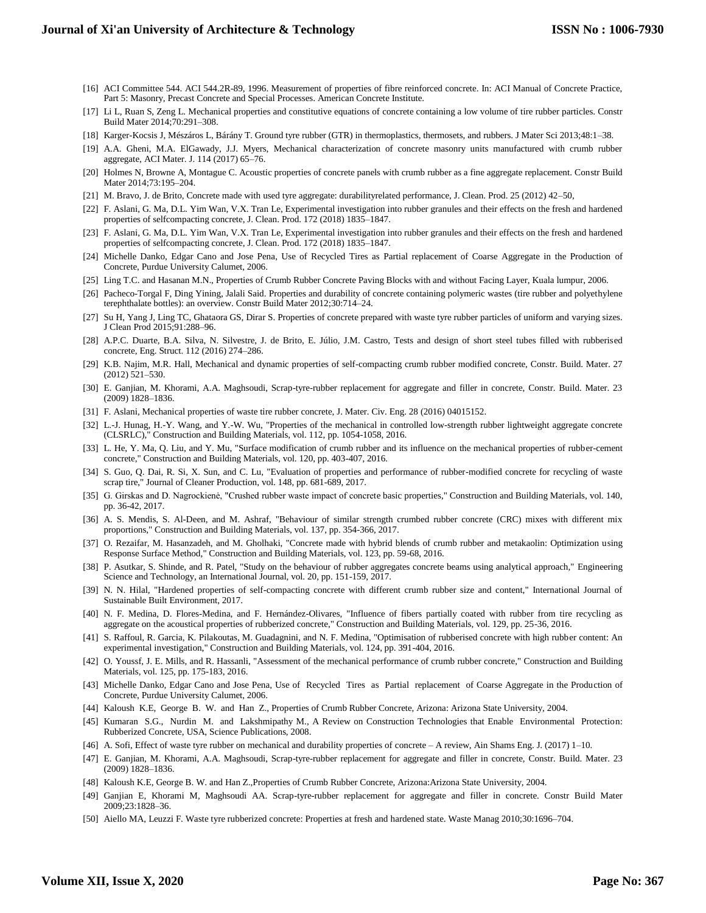[16] ACI Committee 544. ACI 544.2R-89, 1996. Measurement of properties of fibre reinforced concrete. In: ACI Manual of Concrete Practice, Part 5: Masonry, Precast Concrete and Special Processes. American Concrete Institute.

[17] Li L, Ruan S, Zeng L. Mechanical properties and constitutive equations of concrete containing a low volume of tire rubber particles. Constr Build Mater 2014;70:291–308.

[18] Karger-Kocsis J, Mészáros L, Bárány T. Ground tyre rubber (GTR) in thermoplastics, thermosets, and rubbers. J Mater Sci 2013;48:1–38.

[19] A.A. Gheni, M.A. ElGawady, J.J. Myers, Mechanical characterization of concrete masonry units manufactured with crumb rubber aggregate, ACI Mater. J. 114 (2017) 65–76.

[20] Holmes N, Browne A, Montague C. Acoustic properties of concrete panels with crumb rubber as a fine aggregate replacement. Constr Build Mater 2014;73:195–204.

[21] M. Bravo, J. de Brito, Concrete made with used tyre aggregate: durabilityrelated performance, J. Clean. Prod. 25 (2012) 42–50,

[22] F. Aslani, G. Ma, D.L. Yim Wan, V.X. Tran Le, Experimental investigation into rubber granules and their effects on the fresh and hardened properties of selfcompacting concrete, J. Clean. Prod. 172 (2018) 1835–1847.

[23] F. Aslani, G. Ma, D.L. Yim Wan, V.X. Tran Le, Experimental investigation into rubber granules and their effects on the fresh and hardened properties of selfcompacting concrete, J. Clean. Prod. 172 (2018) 1835–1847.

[24] Michelle Danko, Edgar Cano and Jose Pena, Use of Recycled Tires as Partial replacement of Coarse Aggregate in the Production of Concrete, Purdue University Calumet, 2006.

[25] Ling T.C. and Hasanan M.N., Properties of Crumb Rubber Concrete Paving Blocks with and without Facing Layer, Kuala lumpur, 2006.

[26] Pacheco-Torgal F, Ding Yining, Jalali Said. Properties and durability of concrete containing polymeric wastes (tire rubber and polyethylene terephthalate bottles): an overview. Constr Build Mater 2012;30:714–24.

[27] Su H, Yang J, Ling TC, Ghataora GS, Dirar S. Properties of concrete prepared with waste tyre rubber particles of uniform and varying sizes. J Clean Prod 2015;91:288–96.

[28] A.P.C. Duarte, B.A. Silva, N. Silvestre, J. de Brito, E. Júlio, J.M. Castro, Tests and design of short steel tubes filled with rubberised concrete, Eng. Struct. 112 (2016) 274–286.

[29] K.B. Najim, M.R. Hall, Mechanical and dynamic properties of self-compacting crumb rubber modified concrete, Constr. Build. Mater. 27 (2012) 521–530.

[30] E. Ganjian, M. Khorami, A.A. Maghsoudi, Scrap-tyre-rubber replacement for aggregate and filler in concrete, Constr. Build. Mater. 23 (2009) 1828–1836.

[31] F. Aslani, Mechanical properties of waste tire rubber concrete, J. Mater. Civ. Eng. 28 (2016) 04015152.

[32] L.-J. Hunag, H.-Y. Wang, and Y.-W. Wu, "Properties of the mechanical in controlled low-strength rubber lightweight aggregate concrete (CLSRLC)," Construction and Building Materials, vol. 112, pp. 1054-1058, 2016.

[33] L. He, Y. Ma, Q. Liu, and Y. Mu, "Surface modification of crumb rubber and its influence on the mechanical properties of rubber-cement concrete," Construction and Building Materials, vol. 120, pp. 403-407, 2016.

[34] S. Guo, Q. Dai, R. Si, X. Sun, and C. Lu, "Evaluation of properties and performance of rubber-modified concrete for recycling of waste scrap tire," Journal of Cleaner Production, vol. 148, pp. 681-689, 2017.

[35] G. Girskas and D. Nagrockienė, "Crushed rubber waste impact of concrete basic properties," Construction and Building Materials, vol. 140, pp. 36-42, 2017.

[36] A. S. Mendis, S. Al-Deen, and M. Ashraf, "Behaviour of similar strength crumbed rubber concrete (CRC) mixes with different mix proportions," Construction and Building Materials, vol. 137, pp. 354-366, 2017.

[37] O. Rezaifar, M. Hasanzadeh, and M. Gholhaki, "Concrete made with hybrid blends of crumb rubber and metakaolin: Optimization using Response Surface Method," Construction and Building Materials, vol. 123, pp. 59-68, 2016.

[38] P. Asutkar, S. Shinde, and R. Patel, "Study on the behaviour of rubber aggregates concrete beams using analytical approach," Engineering Science and Technology, an International Journal, vol. 20, pp. 151-159, 2017.

[39] N. N. Hilal, "Hardened properties of self-compacting concrete with different crumb rubber size and content," International Journal of Sustainable Built Environment, 2017.

[40] N. F. Medina, D. Flores-Medina, and F. Hernández-Olivares, "Influence of fibers partially coated with rubber from tire recycling as aggregate on the acoustical properties of rubberized concrete," Construction and Building Materials, vol. 129, pp. 25-36, 2016.

[41] S. Raffoul, R. Garcia, K. Pilakoutas, M. Guadagnini, and N. F. Medina, "Optimisation of rubberised concrete with high rubber content: An experimental investigation," Construction and Building Materials, vol. 124, pp. 391-404, 2016.

[42] O. Youssf, J. E. Mills, and R. Hassanli, "Assessment of the mechanical performance of crumb rubber concrete," Construction and Building Materials, vol. 125, pp. 175-183, 2016.

[43] Michelle Danko, Edgar Cano and Jose Pena, Use of Recycled Tires as Partial replacement of Coarse Aggregate in the Production of Concrete, Purdue University Calumet, 2006.

[44] Kaloush K.E, George B. W. and Han Z., Properties of Crumb Rubber Concrete, Arizona: Arizona State University, 2004.

[45] Kumaran S.G., Nurdin M. and Lakshmipathy M., A Review on Construction Technologies that Enable Environmental Protection: Rubberized Concrete, USA, Science Publications, 2008.

[46] A. Sofi, Effect of waste tyre rubber on mechanical and durability properties of concrete – A review, Ain Shams Eng. J. (2017) 1–10.

[47] E. Ganjian, M. Khorami, A.A. Maghsoudi, Scrap-tyre-rubber replacement for aggregate and filler in concrete, Constr. Build. Mater. 23 (2009) 1828–1836.

[48] Kaloush K.E, George B. W. and Han Z.,Properties of Crumb Rubber Concrete, Arizona:Arizona State University, 2004.

[49] Ganjian E, Khorami M, Maghsoudi AA. Scrap-tyre-rubber replacement for aggregate and filler in concrete. Constr Build Mater 2009;23:1828–36.

[50] Aiello MA, Leuzzi F. Waste tyre rubberized concrete: Properties at fresh and hardened state. Waste Manag 2010;30:1696–704.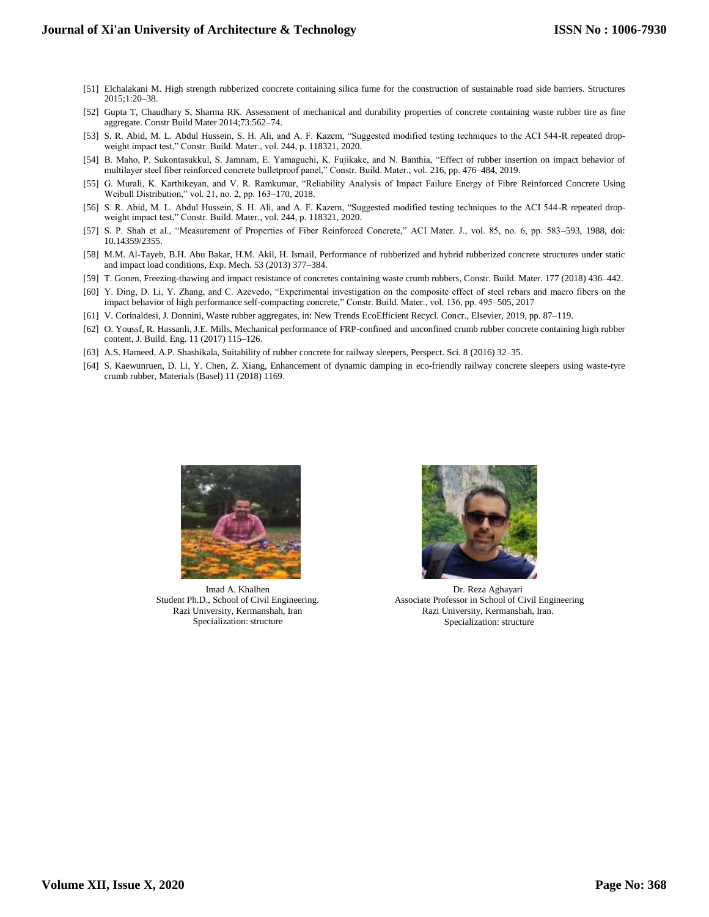[51] Elchalakani M. High strength rubberized concrete containing silica fume for the construction of sustainable road side barriers. Structures 2015;1:20–38.

[52] Gupta T, Chaudhary S, Sharma RK. Assessment of mechanical and durability properties of concrete containing waste rubber tire as fine aggregate. Constr Build Mater 2014;73:562–74.

[53] S. R. Abid, M. L. Abdul Hussein, S. H. Ali, and A. F. Kazem, "Suggested modified testing techniques to the ACI 544-R repeated drop-weight impact test," Constr. Build. Mater., vol. 244, p. 118321, 2020.

[54] B. Maho, P. Sukontasukkul, S. Jamnam, E. Yamaguchi, K. Fujikake, and N. Banthia, "Effect of rubber insertion on impact behavior of multilayer steel fiber reinforced concrete bulletproof panel," Constr. Build. Mater., vol. 216, pp. 476–484, 2019.

[55] G. Murali, K. Karthikeyan, and V. R. Ramkumar, "Reliability Analysis of Impact Failure Energy of Fibre Reinforced Concrete Using Weibull Distribution," vol. 21, no. 2, pp. 163–170, 2018.

[56] S. R. Abid, M. L. Abdul Hussein, S. H. Ali, and A. F. Kazem, "Suggested modified testing techniques to the ACI 544-R repeated drop-weight impact test," Constr. Build. Mater., vol. 244, p. 118321, 2020.

[57] S. P. Shah et al., "Measurement of Properties of Fiber Reinforced Concrete," ACI Mater. J., vol. 85, no. 6, pp. 583–593, 1988, doi: 10.14359/2355.

[58] M.M. Al-Tayeb, B.H. Abu Bakar, H.M. Akil, H. Ismail, Performance of rubberized and hybrid rubberized concrete structures under static and impact load conditions, Exp. Mech. 53 (2013) 377–384.

[59] T. Gonen, Freezing-thawing and impact resistance of concretes containing waste crumb rubbers, Constr. Build. Mater. 177 (2018) 436–442.

[60] Y. Ding, D. Li, Y. Zhang, and C. Azevedo, "Experimental investigation on the composite effect of steel rebars and macro fibers on the impact behavior of high performance self-compacting concrete," Constr. Build. Mater., vol. 136, pp. 495–505, 2017

[61] V. Corinaldesi, J. Donnini, Waste rubber aggregates, in: New Trends EcoEfficient Recycl. Concr., Elsevier, 2019, pp. 87–119.

[62] O. Youssf, R. Hassanli, J.E. Mills, Mechanical performance of FRP-confined and unconfined crumb rubber concrete containing high rubber content, J. Build. Eng. 11 (2017) 115–126.

[63] A.S. Hameed, A.P. Shashikala, Suitability of rubber concrete for railway sleepers, Perspect. Sci. 8 (2016) 32–35.

[64] S. Kaewunruen, D. Li, Y. Chen, Z. Xiang, Enhancement of dynamic damping in eco-friendly railway concrete sleepers using waste-tyre crumb rubber, Materials (Basel) 11 (2018) 1169.

Imad A. Khalhen
Student Ph.D., School of Civil Engineering.
Razi University, Kermanshah, Iran
Specialization: structure

Dr. Reza Aghayari
Associate Professor in School of Civil Engineering
Razi University, Kermanshah, Iran.
Specialization: structure